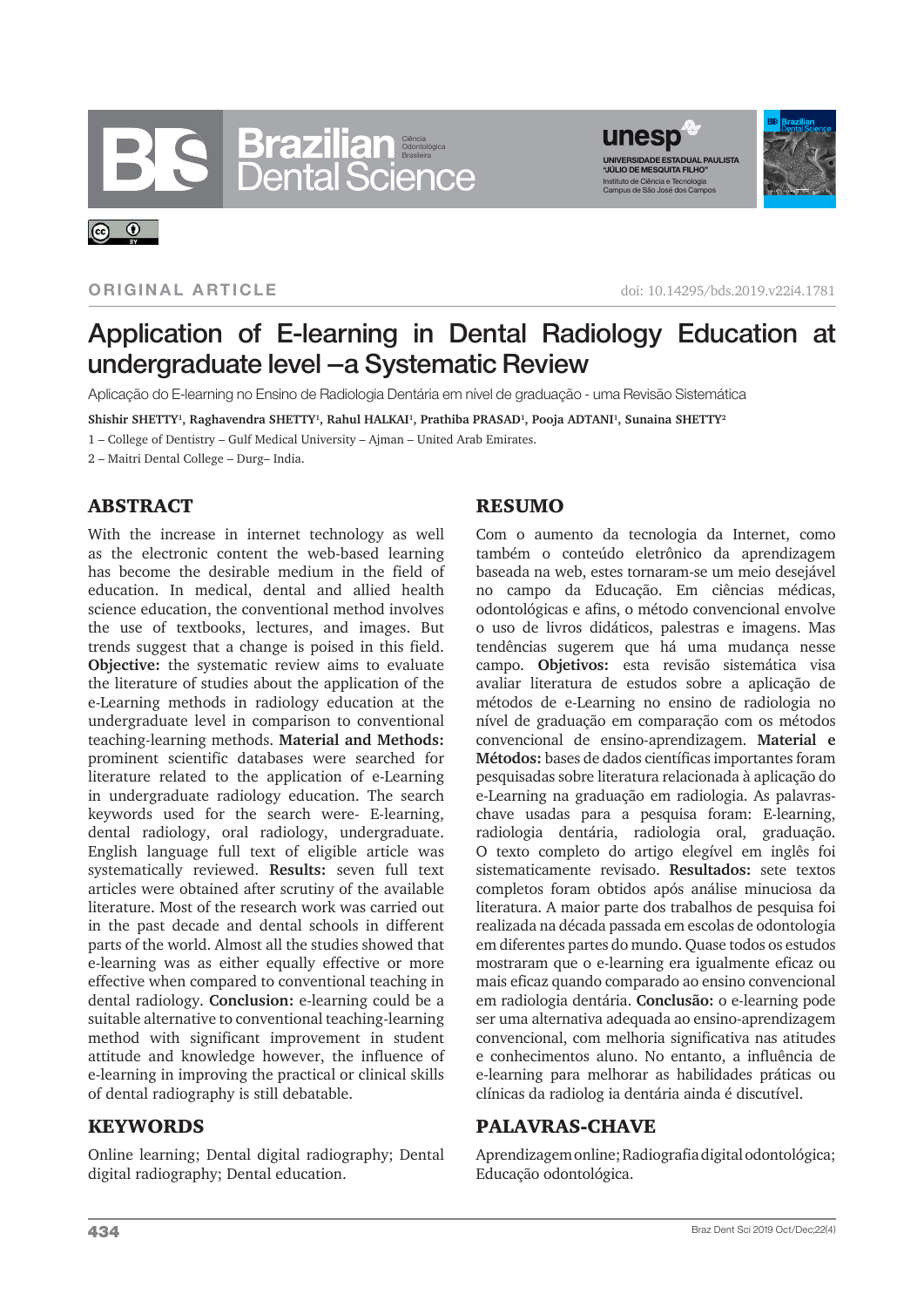ORIGINAL ARTICLE

doi: 10.14295/bds.2019.v22i4.1781

# Application of E-learning in Dental Radiology Education at undergraduate level –a Systematic Review

Aplicação do E-learning no Ensino de Radiologia Dentária em nível de graduação - uma Revisão Sistemática

**Shishir SHETTY[1], Raghavendra SHETTY[1], Rahul HALKAI[1], Prathiba PRASAD[1], Pooja ADTANI[1], Sunaina SHETTY[2]**

1 – College of Dentistry – Gulf Medical University – Ajman – United Arab Emirates.

2 – Maitri Dental College – Durg– India.

## ABSTRACT

With the increase in internet technology as well as the electronic content the web-based learning has become the desirable medium in the field of education. In medical, dental and allied health science education, the conventional method involves the use of textbooks, lectures, and images. But trends suggest that a change is poised in this field. **Objective:** the systematic review aims to evaluate the literature of studies about the application of the e-Learning methods in radiology education at the undergraduate level in comparison to conventional teaching-learning methods. **Material and Methods:** prominent scientific databases were searched for literature related to the application of e-Learning in undergraduate radiology education. The search keywords used for the search were- E-learning, dental radiology, oral radiology, undergraduate. English language full text of eligible article was systematically reviewed. **Results:** seven full text articles were obtained after scrutiny of the available literature. Most of the research work was carried out in the past decade and dental schools in different parts of the world. Almost all the studies showed that e-learning was as either equally effective or more effective when compared to conventional teaching in dental radiology. **Conclusion:** e-learning could be a suitable alternative to conventional teaching-learning method with significant improvement in student attitude and knowledge however, the influence of e-learning in improving the practical or clinical skills of dental radiography is still debatable.

## KEYWORDS

Online learning; Dental digital radiography; Dental digital radiography; Dental education.

## RESUMO

Com o aumento da tecnologia da Internet, como também o conteúdo eletrônico da aprendizagem baseada na web, estes tornaram-se um meio desejável no campo da Educação. Em ciências médicas, odontológicas e afins, o método convencional envolve o uso de livros didáticos, palestras e imagens. Mas tendências sugerem que há uma mudança nesse campo. **Objetivos:** esta revisão sistemática visa avaliar literatura de estudos sobre a aplicação de métodos de e-Learning no ensino de radiologia no nível de graduação em comparação com os métodos convencional de ensino-aprendizagem. **Material e Métodos:** bases de dados científicas importantes foram pesquisadas sobre literatura relacionada à aplicação do e-Learning na graduação em radiologia. As palavras-chave usadas para a pesquisa foram: E-learning, radiologia dentária, radiologia oral, graduação. O texto completo do artigo elegível em inglês foi sistematicamente revisado. **Resultados:** sete textos completos foram obtidos após análise minuciosa da literatura. A maior parte dos trabalhos de pesquisa foi realizada na década passada em escolas de odontologia em diferentes partes do mundo. Quase todos os estudos mostraram que o e-learning era igualmente eficaz ou mais eficaz quando comparado ao ensino convencional em radiologia dentária. **Conclusão:** o e-learning pode ser uma alternativa adequada ao ensino-aprendizagem convencional, com melhoria significativa nas atitudes e conhecimentos aluno. No entanto, a influência do e-learning para melhorar as habilidades práticas ou clínicas da radiolog ia dentária ainda é discutível.

## PALAVRAS-CHAVE

Aprendizagem online; Radiografia digital odontológica; Educação odontológica.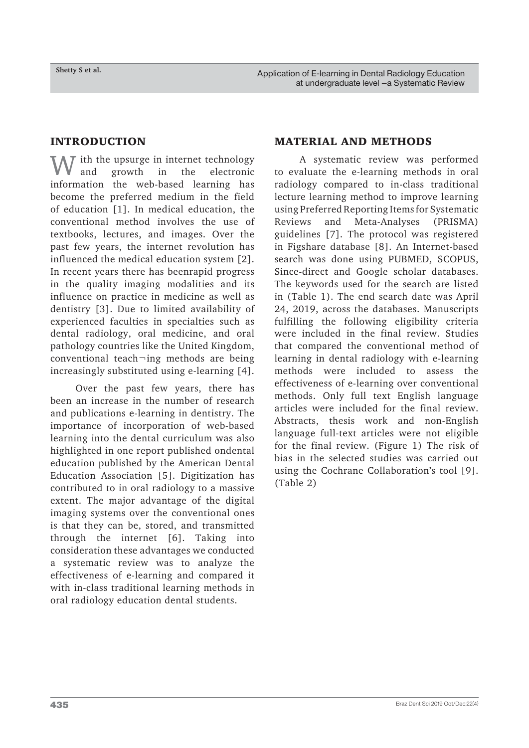## INTRODUCTION

With the upsurge in internet technology and growth in the electronic information the web-based learning has become the preferred medium in the field of education [1]. In medical education, the conventional method involves the use of textbooks, lectures, and images. Over the past few years, the internet revolution has influenced the medical education system [2]. In recent years there has beenrapid progress in the quality imaging modalities and its influence on practice in medicine as well as dentistry [3]. Due to limited availability of experienced faculties in specialties such as dental radiology, oral medicine, and oral pathology countries like the United Kingdom, conventional teach¬ing methods are being increasingly substituted using e-learning [4].

Over the past few years, there has been an increase in the number of research and publications e-learning in dentistry. The importance of incorporation of web-based learning into the dental curriculum was also highlighted in one report published ondental education published by the American Dental Education Association [5]. Digitization has contributed to in oral radiology to a massive extent. The major advantage of the digital imaging systems over the conventional ones is that they can be, stored, and transmitted through the internet [6]. Taking into consideration these advantages we conducted a systematic review was to analyze the effectiveness of e-learning and compared it with in-class traditional learning methods in oral radiology education dental students.

## MATERIAL AND METHODS

A systematic review was performed to evaluate the e-learning methods in oral radiology compared to in-class traditional lecture learning method to improve learning using Preferred Reporting Items for Systematic Reviews and Meta-Analyses (PRISMA) guidelines [7]. The protocol was registered in Figshare database [8]. An Internet-based search was done using PUBMED, SCOPUS, Since-direct and Google scholar databases. The keywords used for the search are listed in (Table 1). The end search date was April 24, 2019, across the databases. Manuscripts fulfilling the following eligibility criteria were included in the final review. Studies that compared the conventional method of learning in dental radiology with e-learning methods were included to assess the effectiveness of e-learning over conventional methods. Only full text English language articles were included for the final review. Abstracts, thesis work and non-English language full-text articles were not eligible for the final review. (Figure 1) The risk of bias in the selected studies was carried out using the Cochrane Collaboration's tool [9]. (Table 2)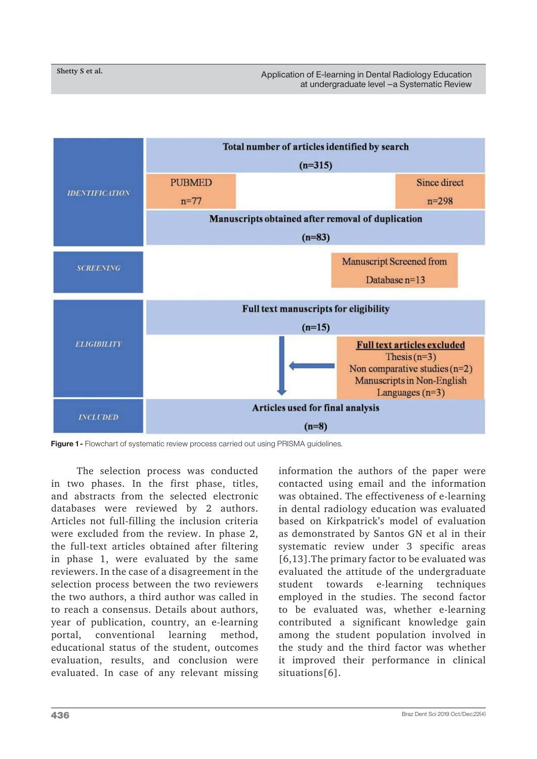| IDENTIFICATION | Total number of articles identified by search (n=315) | |
|---|---|---|
| | PUBMED n=77 | Since direct n=298 |
| | Manuscripts obtained after removal of duplication (n=83) | |
| SCREENING | | Manuscript Screened from Database n=13 |
| ELIGIBILITY | Full text manuscripts for eligibility (n=15) | |
| | | **Full text articles excluded** Thesis (n=3) Non comparative studies (n=2) Manuscripts in Non-English Languages (n=3) |
| INCLUDED | Articles used for final analysis (n=8) | |

**Figure 1 -** Flowchart of systematic review process carried out using PRISMA guidelines.

The selection process was conducted in two phases. In the first phase, titles, and abstracts from the selected electronic databases were reviewed by 2 authors. Articles not full-filling the inclusion criteria were excluded from the review. In phase 2, the full-text articles obtained after filtering in phase 1, were evaluated by the same reviewers. In the case of a disagreement in the selection process between the two reviewers the two authors, a third author was called in to reach a consensus. Details about authors, year of publication, country, an e-learning portal, conventional learning method, educational status of the student, outcomes evaluation, results, and conclusion were evaluated. In case of any relevant missing information the authors of the paper were contacted using email and the information was obtained. The effectiveness of e-learning in dental radiology education was evaluated based on Kirkpatrick's model of evaluation as demonstrated by Santos GN et al in their systematic review under 3 specific areas [6,13].The primary factor to be evaluated was evaluated the attitude of the undergraduate student towards e-learning techniques employed in the studies. The second factor to be evaluated was, whether e-learning contributed a significant knowledge gain among the student population involved in the study and the third factor was whether it improved their performance in clinical situations[6].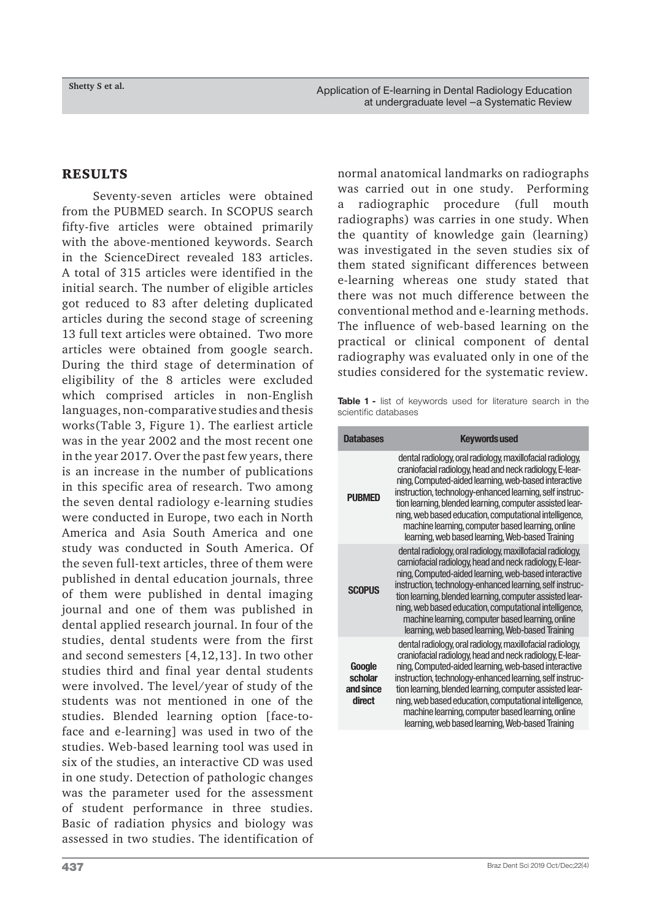## RESULTS

Seventy-seven articles were obtained from the PUBMED search. In SCOPUS search fifty-five articles were obtained primarily with the above-mentioned keywords. Search in the ScienceDirect revealed 183 articles. A total of 315 articles were identified in the initial search. The number of eligible articles got reduced to 83 after deleting duplicated articles during the second stage of screening 13 full text articles were obtained. Two more articles were obtained from google search. During the third stage of determination of eligibility of the 8 articles were excluded which comprised articles in non-English languages, non-comparative studies and thesis works(Table 3, Figure 1). The earliest article was in the year 2002 and the most recent one in the year 2017. Over the past few years, there is an increase in the number of publications in this specific area of research. Two among the seven dental radiology e-learning studies were conducted in Europe, two each in North America and Asia South America and one study was conducted in South America. Of the seven full-text articles, three of them were published in dental education journals, three of them were published in dental imaging journal and one of them was published in dental applied research journal. In four of the studies, dental students were from the first and second semesters [4,12,13]. In two other studies third and final year dental students were involved. The level/year of study of the students was not mentioned in one of the studies. Blended learning option [face-to-face and e-learning] was used in two of the studies. Web-based learning tool was used in six of the studies, an interactive CD was used in one study. Detection of pathologic changes was the parameter used for the assessment of student performance in three studies. Basic of radiation physics and biology was assessed in two studies. The identification of normal anatomical landmarks on radiographs was carried out in one study. Performing a radiographic procedure (full mouth radiographs) was carries in one study. When the quantity of knowledge gain (learning) was investigated in the seven studies six of them stated significant differences between e-learning whereas one study stated that there was not much difference between the conventional method and e-learning methods. The influence of web-based learning on the practical or clinical component of dental radiography was evaluated only in one of the studies considered for the systematic review.

**Table 1 -** list of keywords used for literature search in the scientific databases

| Databases | Keywords used |
|---|---|
| **PUBMED** | dental radiology, oral radiology, maxillofacial radiology, craniofacial radiology, head and neck radiology, E-learning, Computed-aided learning, web-based interactive instruction, technology-enhanced learning, self instruction learning, blended learning, computer assisted learning, web based education, computational intelligence, machine learning, computer based learning, online learning, web based learning, Web-based Training |
| **SCOPUS** | dental radiology, oral radiology, maxillofacial radiology, carniofacial radiology, head and neck radiology, E-learning, Computed-aided learning, web-based interactive instruction, technology-enhanced learning, self instruction learning, blended learning, computer assisted learning, web based education, computational intelligence, machine learning, computer based learning, online learning, web based learning, Web-based Training |
| **Google scholar and since direct** | dental radiology, oral radiology, maxillofacial radiology, craniofacial radiology, head and neck radiology, E-learning, Computed-aided learning, web-based interactive instruction, technology-enhanced learning, self instruction learning, blended learning, computer assisted learning, web based education, computational intelligence, machine learning, computer based learning, online learning, web based learning, Web-based Training |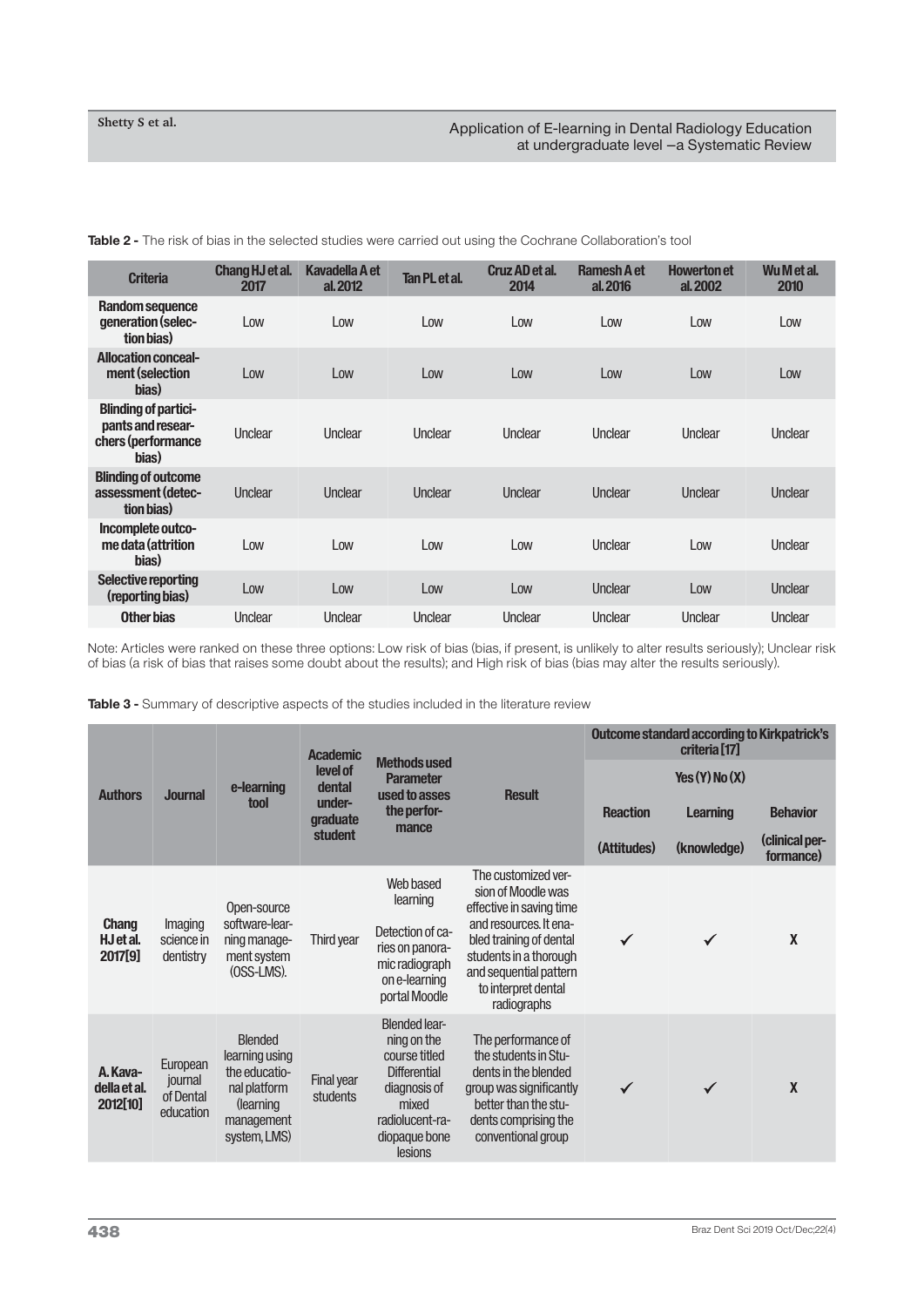**Table 2 -** The risk of bias in the selected studies were carried out using the Cochrane Collaboration's tool

| Criteria | Chang HJ et al. 2017 | Kavadella A et al. 2012 | Tan PL et al. | Cruz AD et al. 2014 | Ramesh A et al. 2016 | Howerton et al. 2002 | Wu M et al. 2010 |
|---|---|---|---|---|---|---|---|
| Random sequence generation (selection bias) | Low | Low | Low | Low | Low | Low | Low |
| Allocation concealment (selection bias) | Low | Low | Low | Low | Low | Low | Low |
| Blinding of participants and researchers (performance bias) | Unclear | Unclear | Unclear | Unclear | Unclear | Unclear | Unclear |
| Blinding of outcome assessment (detection bias) | Unclear | Unclear | Unclear | Unclear | Unclear | Unclear | Unclear |
| Incomplete outcome data (attrition bias) | Low | Low | Low | Low | Unclear | Low | Unclear |
| Selective reporting (reporting bias) | Low | Low | Low | Low | Unclear | Low | Unclear |
| Other bias | Unclear | Unclear | Unclear | Unclear | Unclear | Unclear | Unclear |

Note: Articles were ranked on these three options: Low risk of bias (bias, if present, is unlikely to alter results seriously); Unclear risk of bias (a risk of bias that raises some doubt about the results); and High risk of bias (bias may alter the results seriously).

**Table 3 -** Summary of descriptive aspects of the studies included in the literature review

| Authors | Journal | e-learning tool | Academic level of dental undergraduate student | Methods used Parameter used to asses the performance | Result | Outcome standard according to Kirkpatrick's criteria [17] Yes (Y) No (X) | | |
|---|---|---|---|---|---|---|---|---|
| | | | | | | Reaction (Attitudes) | Learning (knowledge) | Behavior (clinical performance) |
| Chang HJ et al. 2017[9] | Imaging science in dentistry | Open-source software-learning management system (OSS-LMS). | Third year | Web based learning<br><br>Detection of caries on panoramic radiograph on e-learning portal Moodle | The customized version of Moodle was effective in saving time and resources. It enabled training of dental students in a thorough and sequential pattern to interpret dental radiographs | ✓ | ✓ | X |
| A. Kavadella et al. 2012[10] | European journal of Dental education | Blended learning using the educational platform (learning management system, LMS) | Final year students | Blended learning on the course titled Differential diagnosis of mixed radiolucent-radiopaque bone lesions | The performance of the students in Students in the blended group was significantly better than the students comprising the conventional group | ✓ | ✓ | X |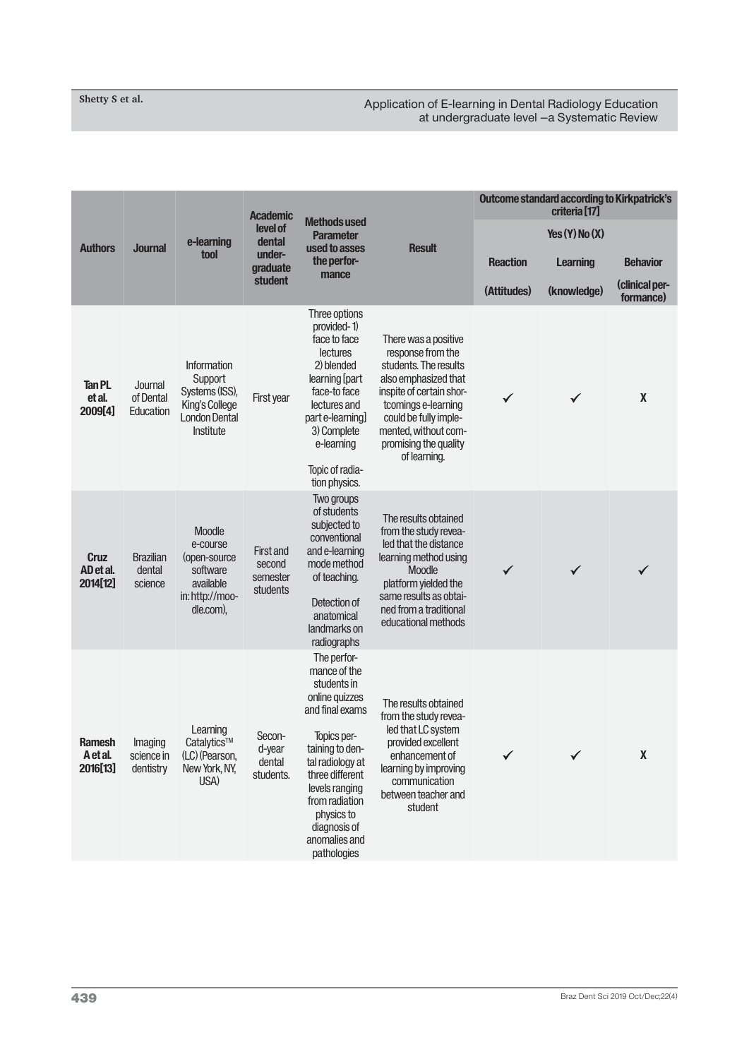| Authors | Journal | e-learning tool | Academic level of dental under-graduate student | Methods used Parameter used to asses the perfor-mance | Result | Outcome standard according to Kirkpatrick's criteria [17] | | |
|---|---|---|---|---|---|---|---|---|
| | | | | | | Yes (Y) No (X) | | |
| | | | | | | Reaction | Learning | Behavior |
| | | | | | | (Attitudes) | (knowledge) | (clinical per-formance) |
| **Tan PL et al. 2009[4]** | Journal of Dental Education | Information Support Systems (ISS), King's College London Dental Institute | First year | Three options provided- 1) face to face lectures 2) blended learning [part face-to face lectures and part e-learning] 3) Complete e-learning<br><br>Topic of radia-tion physics. | There was a positive response from the students. The results also emphasized that inspite of certain shor-tcomings e-learning could be fully imple-mented, without com-promising the quality of learning. | ✓ | ✓ | X |
| **Cruz AD et al. 2014[12]** | Brazilian dental science | Moodle e-course (open-source software available in: http://moo-dle.com), | First and second semester students | Two groups of students subjected to conventional and e-learning mode method of teaching.<br><br>Detection of anatomical landmarks on radiographs | The results obtained from the study revea-led that the distance learning method using Moodle platform yielded the same results as obtai-ned from a traditional educational methods | ✓ | ✓ | ✓ |
| **Ramesh A et al. 2016[13]** | Imaging science in dentistry | Learning Catalytics™ (LC) (Pearson, New York, NY, USA) | Secon-d-year dental students. | The perfor-mance of the students in online quizzes and final exams<br><br>Topics per-taining to den-tal radiology at three different levels ranging from radiation physics to diagnosis of anomalies and pathologies | The results obtained from the study revea-led that LC system provided excellent enhancement of learning by improving communication between teacher and student | ✓ | ✓ | X |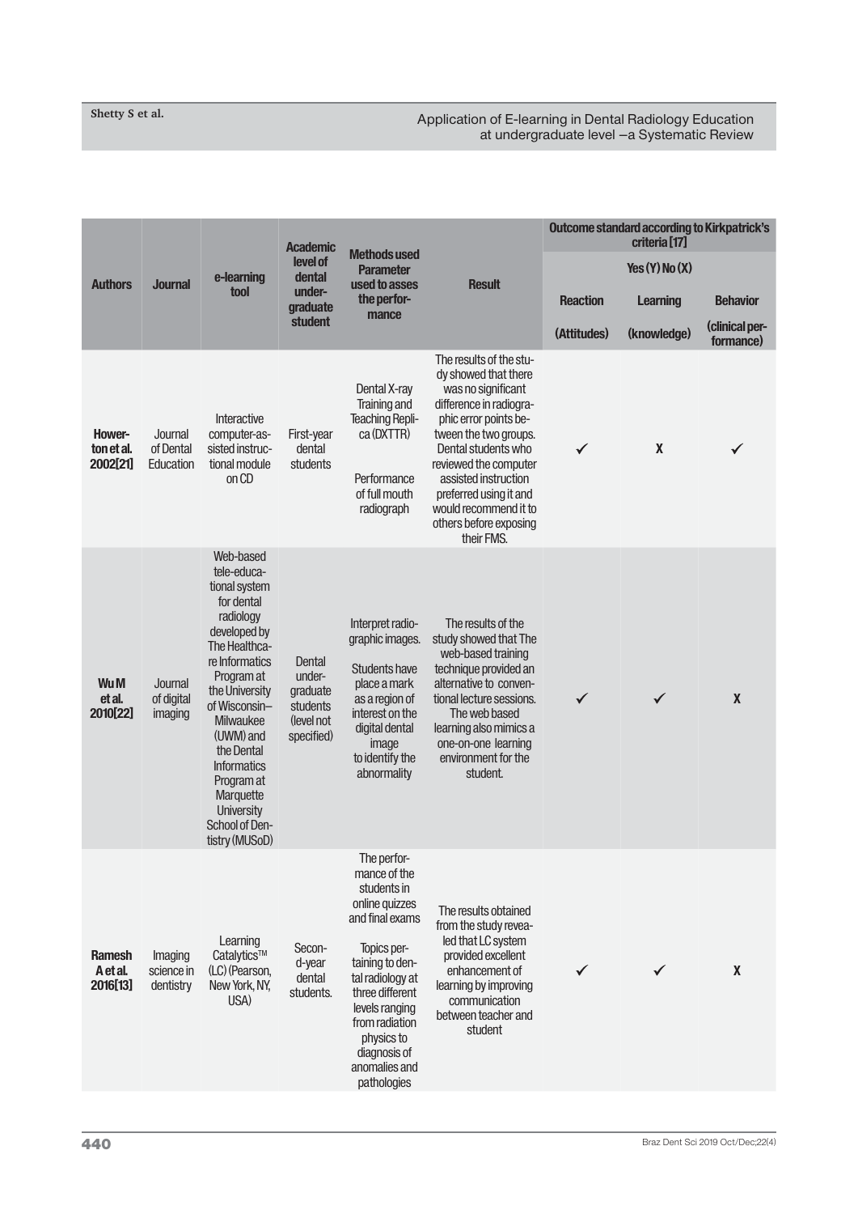| Authors | Journal | e-learning tool | Academic level of dental under-graduate student | Methods used Parameter used to asses the perfor-mance | Result | Outcome standard according to Kirkpatrick's criteria [17] | | |
|---|---|---|---|---|---|---|---|---|
| | | | | | | Yes (Y) No (X) | | |
| | | | | | | Reaction | Learning | Behavior |
| | | | | | | (Attitudes) | (knowledge) | (clinical per-formance) |
| **Howerton et al. 2002[21]** | Journal of Dental Education | Interactive computer-assisted instructional module on CD | First-year dental students | Dental X-ray Training and Teaching Replica (DXTTR)<br><br>Performance of full mouth radiograph | The results of the study showed that there was no significant difference in radiographic error points between the two groups. Dental students who reviewed the computer assisted instruction preferred using it and would recommend it to others before exposing their FMS. | ✓ | X | ✓ |
| **Wu M et al. 2010[22]** | Journal of digital imaging | Web-based tele-educational system for dental radiology developed by The Healthcare Informatics Program at the University of Wisconsin–Milwaukee (UWM) and the Dental Informatics Program at Marquette University School of Dentistry (MUSoD) | Dental undergraduate students (level not specified) | Interpret radiographic images.<br><br>Students have place a mark as a region of interest on the digital dental image to identify the abnormality | The results of the study showed that The web-based training technique provided an alternative to conventional lecture sessions. The web based learning also mimics a one-on-one learning environment for the student. | ✓ | ✓ | X |
| **Ramesh A et al. 2016[13]** | Imaging science in dentistry | Learning Catalytics™ (LC) (Pearson, New York, NY, USA) | Second-year dental students. | The performance of the students in online quizzes and final exams<br><br>Topics pertaining to dental radiology at three different levels ranging from radiation physics to diagnosis of anomalies and pathologies | The results obtained from the study revealed that LC system provided excellent enhancement of learning by improving communication between teacher and student | ✓ | ✓ | X |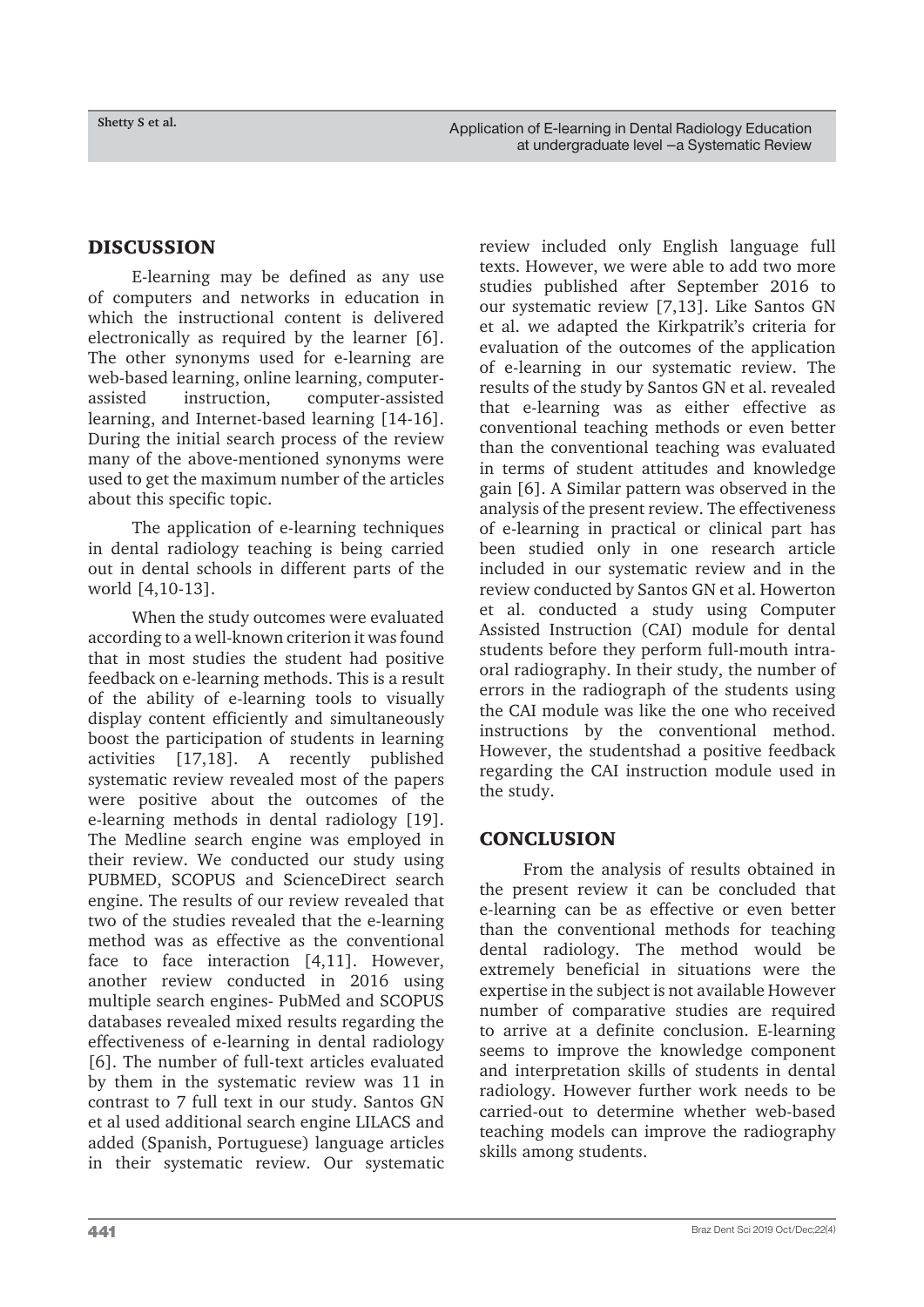## DISCUSSION

E-learning may be defined as any use of computers and networks in education in which the instructional content is delivered electronically as required by the learner [6]. The other synonyms used for e-learning are web-based learning, online learning, computer-assisted instruction, computer-assisted learning, and Internet-based learning [14-16]. During the initial search process of the review many of the above-mentioned synonyms were used to get the maximum number of the articles about this specific topic.

The application of e-learning techniques in dental radiology teaching is being carried out in dental schools in different parts of the world [4,10-13].

When the study outcomes were evaluated according to a well-known criterion it was found that in most studies the student had positive feedback on e-learning methods. This is a result of the ability of e-learning tools to visually display content efficiently and simultaneously boost the participation of students in learning activities [17,18]. A recently published systematic review revealed most of the papers were positive about the outcomes of the e-learning methods in dental radiology [19]. The Medline search engine was employed in their review. We conducted our study using PUBMED, SCOPUS and ScienceDirect search engine. The results of our review revealed that two of the studies revealed that the e-learning method was as effective as the conventional face to face interaction [4,11]. However, another review conducted in 2016 using multiple search engines- PubMed and SCOPUS databases revealed mixed results regarding the effectiveness of e-learning in dental radiology [6]. The number of full-text articles evaluated by them in the systematic review was 11 in contrast to 7 full text in our study. Santos GN et al used additional search engine LILACS and added (Spanish, Portuguese) language articles in their systematic review. Our systematic review included only English language full texts. However, we were able to add two more studies published after September 2016 to our systematic review [7,13]. Like Santos GN et al. we adapted the Kirkpatrik's criteria for evaluation of the outcomes of the application of e-learning in our systematic review. The results of the study by Santos GN et al. revealed that e-learning was as either effective as conventional teaching methods or even better than the conventional teaching was evaluated in terms of student attitudes and knowledge gain [6]. A Similar pattern was observed in the analysis of the present review. The effectiveness of e-learning in practical or clinical part has been studied only in one research article included in our systematic review and in the review conducted by Santos GN et al. Howerton et al. conducted a study using Computer Assisted Instruction (CAI) module for dental students before they perform full-mouth intra-oral radiography. In their study, the number of errors in the radiograph of the students using the CAI module was like the one who received instructions by the conventional method. However, the studentshad a positive feedback regarding the CAI instruction module used in the study.

## CONCLUSION

From the analysis of results obtained in the present review it can be concluded that e-learning can be as effective or even better than the conventional methods for teaching dental radiology. The method would be extremely beneficial in situations were the expertise in the subject is not available However number of comparative studies are required to arrive at a definite conclusion. E-learning seems to improve the knowledge component and interpretation skills of students in dental radiology. However further work needs to be carried-out to determine whether web-based teaching models can improve the radiography skills among students.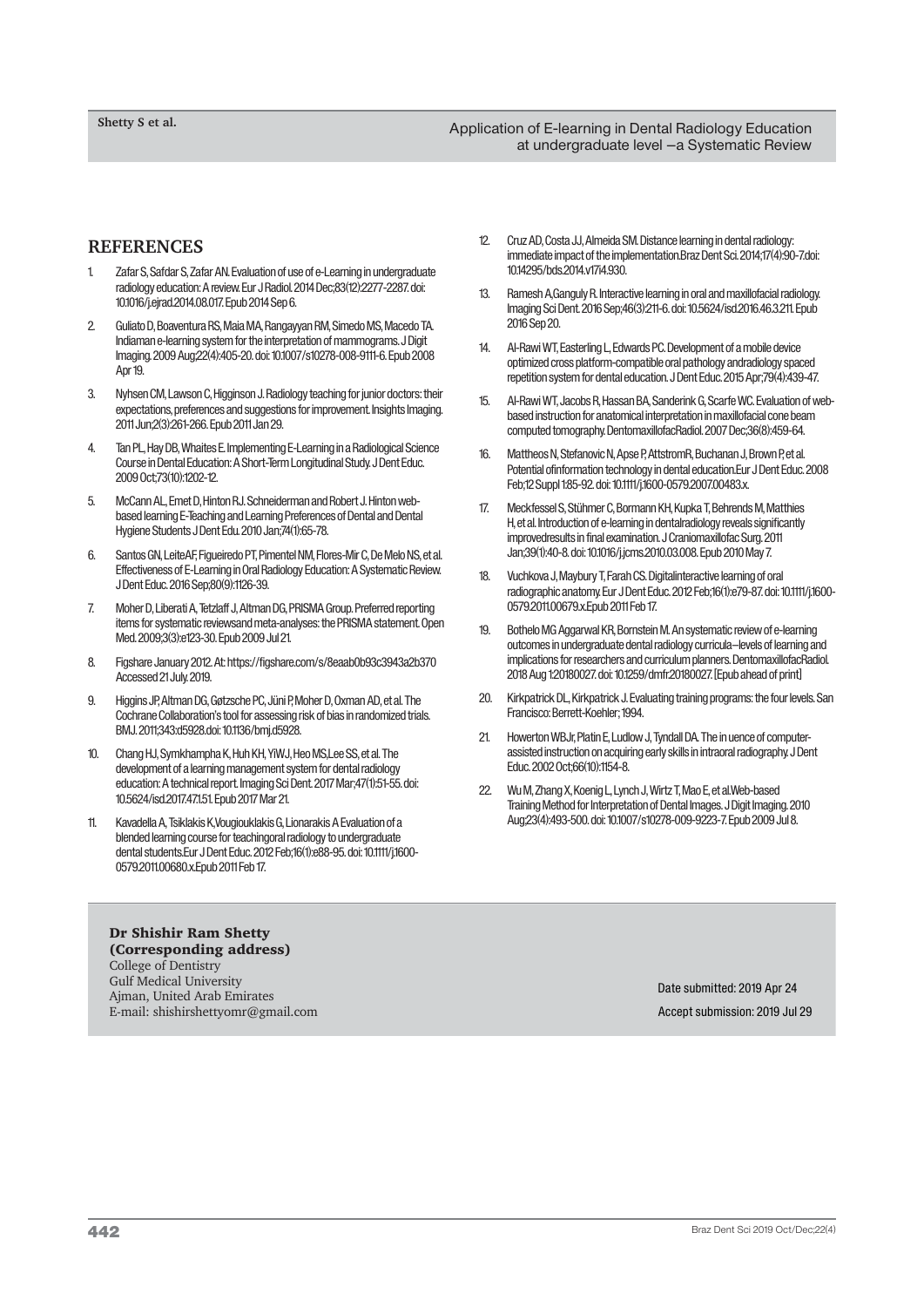## REFERENCES

1. Zafar S, Safdar S, Zafar AN. Evaluation of use of e-Learning in undergraduate radiology education: A review. Eur J Radiol. 2014 Dec;83(12):2277-2287. doi: 10.1016/j.ejrad.2014.08.017. Epub 2014 Sep 6.

2. Guliato D, Boaventura RS, Maia MA, Rangayyan RM, Simedo MS, Macedo TA. Indiaman e-learning system for the interpretation of mammograms. J Digit Imaging. 2009 Aug;22(4):405-20. doi: 10.1007/s10278-008-9111-6. Epub 2008 Apr 19.

3. Nyhsen CM, Lawson C, Higginson J. Radiology teaching for junior doctors: their expectations, preferences and suggestions for improvement. Insights Imaging. 2011 Jun;2(3):261-266. Epub 2011 Jan 29.

4. Tan PL, Hay DB, Whaites E. Implementing E-Learning in a Radiological Science Course in Dental Education: A Short-Term Longitudinal Study. J Dent Educ. 2009 Oct;73(10):1202-12.

5. McCann AL, Emet D, Hinton RJ. Schneiderman and Robert J. Hinton web-based learning E-Teaching and Learning Preferences of Dental and Dental Hygiene Students J Dent Edu. 2010 Jan;74(1):65-78.

6. Santos GN, LeiteAF, Figueiredo PT, Pimentel NM, Flores-Mir C, De Melo NS, et al. Effectiveness of E-Learning in Oral Radiology Education: A Systematic Review. J Dent Educ. 2016 Sep;80(9):1126-39.

7. Moher D, Liberati A, Tetzlaff J, Altman DG, PRISMA Group. Preferred reporting items for systematic reviewsand meta-analyses: the PRISMA statement. Open Med. 2009;3(3):e123-30. Epub 2009 Jul 21.

8. Figshare January 2012. At: https://figshare.com/s/8eaab0b93c3943a2b370 Accessed 21 July. 2019.

9. Higgins JP, Altman DG, Gøtzsche PC, Jüni P, Moher D, Oxman AD, et al. The Cochrane Collaboration's tool for assessing risk of bias in randomized trials. BMJ. 2011;343:d5928.doi: 10.1136/bmj.d5928.

10. Chang HJ, Symkhampha K, Huh KH, YiWJ, Heo MS,Lee SS, et al. The development of a learning management system for dental radiology education: A technical report. Imaging Sci Dent. 2017 Mar;47(1):51-55. doi: 10.5624/isd.2017.47.1.51. Epub 2017 Mar 21.

11. Kavadella A, Tsiklakis K,Vougiouklakis G, Lionarakis A Evaluation of a blended learning course for teachingoral radiology to undergraduate dental students.Eur J Dent Educ. 2012 Feb;16(1):e88-95. doi: 10.1111/j.1600-0579.2011.00680.x.Epub 2011 Feb 17.

12. Cruz AD, Costa JJ, Almeida SM. Distance learning in dental radiology: immediate impact of the implementation.Braz Dent Sci. 2014;17(4):90-7.doi: 10.14295/bds.2014.v17i4.930.

13. Ramesh A,Ganguly R. Interactive learning in oral and maxillofacial radiology. Imaging Sci Dent. 2016 Sep;46(3):211-6. doi: 10.5624/isd.2016.46.3.211. Epub 2016 Sep 20.

14. Al-Rawi WT, Easterling L, Edwards PC. Development of a mobile device optimized cross platform-compatible oral pathology andradiology spaced repetition system for dental education. J Dent Educ. 2015 Apr;79(4):439-47.

15. Al-Rawi WT, Jacobs R, Hassan BA, Sanderink G, Scarfe WC. Evaluation of web-based instruction for anatomical interpretation in maxillofacial cone beam computed tomography. DentomaxillofacRadiol. 2007 Dec;36(8):459-64.

16. Mattheos N, Stefanovic N, Apse P, AttstromR, Buchanan J, Brown P, et al. Potential ofinformation technology in dental education.Eur J Dent Educ. 2008 Feb;12 Suppl 1:85-92. doi: 10.1111/j.1600-0579.2007.00483.x.

17. Meckfessel S, Stühmer C, Bormann KH, Kupka T, Behrends M, Matthies H, et al. Introduction of e-learning in dentalradiology reveals significantly improvedresults in final examination. J Craniomaxillofac Surg. 2011 Jan;39(1):40-8. doi: 10.1016/j.jcms.2010.03.008. Epub 2010 May 7.

18. Vuchkova J, Maybury T, Farah CS. Digitalinteractive learning of oral radiographic anatomy. Eur J Dent Educ. 2012 Feb;16(1):e79-87. doi: 10.1111/j.1600-0579.2011.00679.x.Epub 2011 Feb 17.

19. Bothelo MG Aggarwal KR, Bornstein M. An systematic review of e-learning outcomes in undergraduate dental radiology curricula—levels of learning and implications for researchers and curriculum planners. DentomaxillofacRadiol. 2018 Aug 1:20180027. doi: 10.1259/dmfr.20180027. [Epub ahead of print]

20. Kirkpatrick DL, Kirkpatrick J. Evaluating training programs: the four levels. San Francisco: Berrett-Koehler; 1994.

21. Howerton WBJr, Platin E, Ludlow J, Tyndall DA. The in uence of computer-assisted instruction on acquiring early skills in intraoral radiography. J Dent Educ. 2002 Oct;66(10):1154-8.

22. Wu M, Zhang X, Koenig L, Lynch J, Wirtz T, Mao E, et al.Web-based Training Method for Interpretation of Dental Images. J Digit Imaging. 2010 Aug;23(4):493-500. doi: 10.1007/s10278-009-9223-7. Epub 2009 Jul 8.

**Dr Shishir Ram Shetty**
**(Corresponding address)**
College of Dentistry
Gulf Medical University
Ajman, United Arab Emirates
E-mail: shishirshettyomr@gmail.com

Date submitted: 2019 Apr 24
Accept submission: 2019 Jul 29